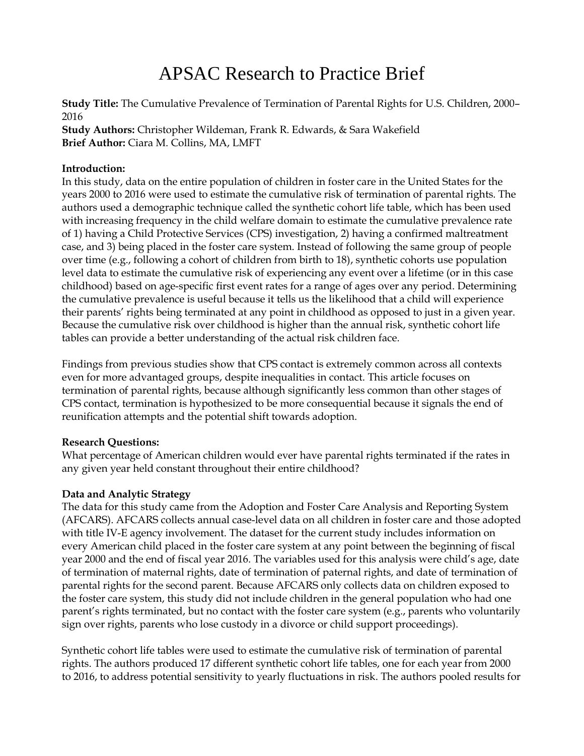# APSAC Research to Practice Brief

**Study Title:** The Cumulative Prevalence of Termination of Parental Rights for U.S. Children, 2000–2016
**Study Authors:** Christopher Wildeman, Frank R. Edwards, & Sara Wakefield
**Brief Author:** Ciara M. Collins, MA, LMFT

**Introduction:**
In this study, data on the entire population of children in foster care in the United States for the years 2000 to 2016 were used to estimate the cumulative risk of termination of parental rights. The authors used a demographic technique called the synthetic cohort life table, which has been used with increasing frequency in the child welfare domain to estimate the cumulative prevalence rate of 1) having a Child Protective Services (CPS) investigation, 2) having a confirmed maltreatment case, and 3) being placed in the foster care system. Instead of following the same group of people over time (e.g., following a cohort of children from birth to 18), synthetic cohorts use population level data to estimate the cumulative risk of experiencing any event over a lifetime (or in this case childhood) based on age-specific first event rates for a range of ages over any period. Determining the cumulative prevalence is useful because it tells us the likelihood that a child will experience their parents' rights being terminated at any point in childhood as opposed to just in a given year. Because the cumulative risk over childhood is higher than the annual risk, synthetic cohort life tables can provide a better understanding of the actual risk children face.

Findings from previous studies show that CPS contact is extremely common across all contexts even for more advantaged groups, despite inequalities in contact. This article focuses on termination of parental rights, because although significantly less common than other stages of CPS contact, termination is hypothesized to be more consequential because it signals the end of reunification attempts and the potential shift towards adoption.

**Research Questions:**
What percentage of American children would ever have parental rights terminated if the rates in any given year held constant throughout their entire childhood?

**Data and Analytic Strategy**
The data for this study came from the Adoption and Foster Care Analysis and Reporting System (AFCARS). AFCARS collects annual case-level data on all children in foster care and those adopted with title IV-E agency involvement. The dataset for the current study includes information on every American child placed in the foster care system at any point between the beginning of fiscal year 2000 and the end of fiscal year 2016. The variables used for this analysis were child's age, date of termination of maternal rights, date of termination of paternal rights, and date of termination of parental rights for the second parent. Because AFCARS only collects data on children exposed to the foster care system, this study did not include children in the general population who had one parent's rights terminated, but no contact with the foster care system (e.g., parents who voluntarily sign over rights, parents who lose custody in a divorce or child support proceedings).

Synthetic cohort life tables were used to estimate the cumulative risk of termination of parental rights. The authors produced 17 different synthetic cohort life tables, one for each year from 2000 to 2016, to address potential sensitivity to yearly fluctuations in risk. The authors pooled results for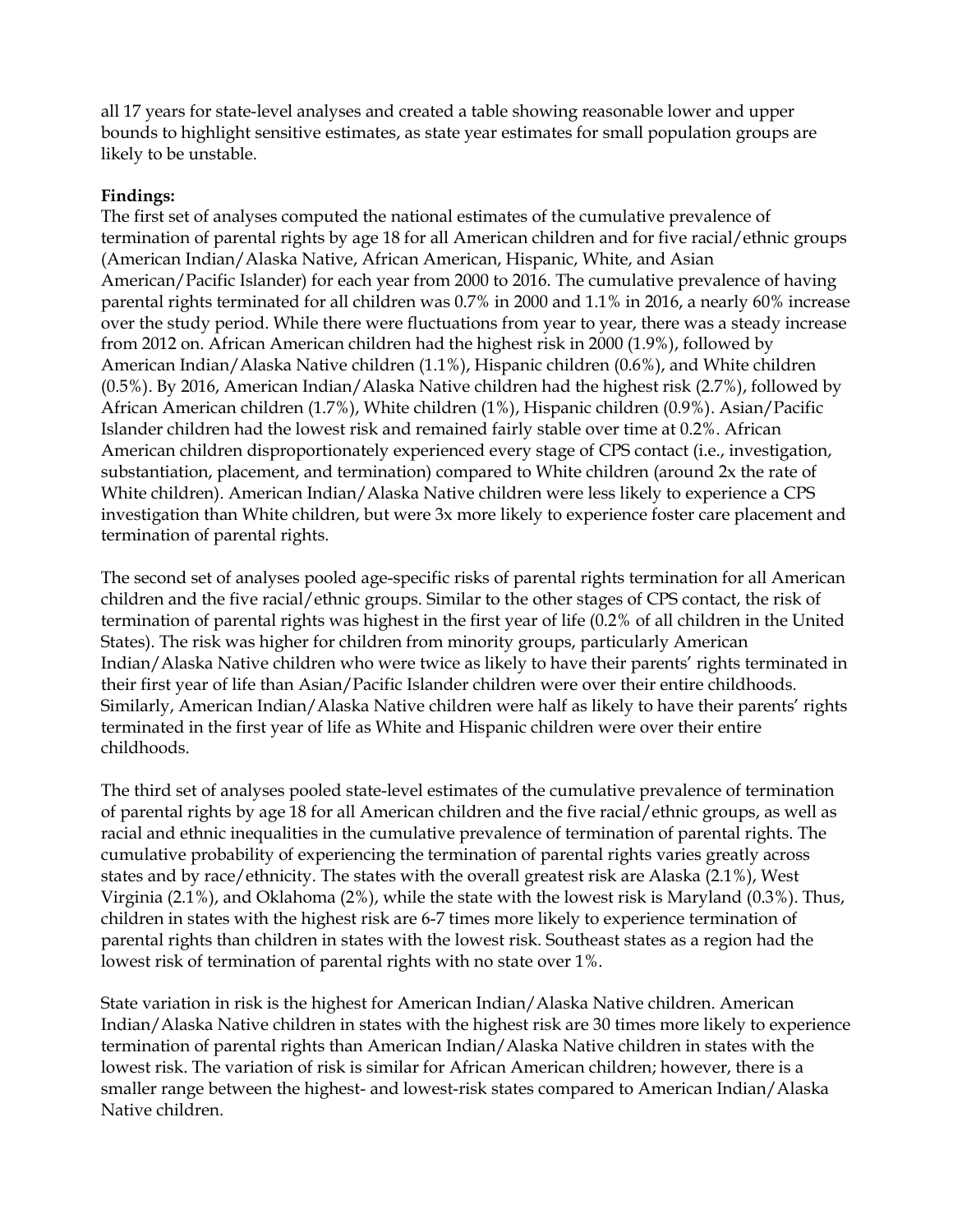all 17 years for state-level analyses and created a table showing reasonable lower and upper bounds to highlight sensitive estimates, as state year estimates for small population groups are likely to be unstable.

**Findings:**

The first set of analyses computed the national estimates of the cumulative prevalence of termination of parental rights by age 18 for all American children and for five racial/ethnic groups (American Indian/Alaska Native, African American, Hispanic, White, and Asian American/Pacific Islander) for each year from 2000 to 2016. The cumulative prevalence of having parental rights terminated for all children was 0.7% in 2000 and 1.1% in 2016, a nearly 60% increase over the study period. While there were fluctuations from year to year, there was a steady increase from 2012 on. African American children had the highest risk in 2000 (1.9%), followed by American Indian/Alaska Native children (1.1%), Hispanic children (0.6%), and White children (0.5%). By 2016, American Indian/Alaska Native children had the highest risk (2.7%), followed by African American children (1.7%), White children (1%), Hispanic children (0.9%). Asian/Pacific Islander children had the lowest risk and remained fairly stable over time at 0.2%. African American children disproportionately experienced every stage of CPS contact (i.e., investigation, substantiation, placement, and termination) compared to White children (around 2x the rate of White children). American Indian/Alaska Native children were less likely to experience a CPS investigation than White children, but were 3x more likely to experience foster care placement and termination of parental rights.

The second set of analyses pooled age-specific risks of parental rights termination for all American children and the five racial/ethnic groups. Similar to the other stages of CPS contact, the risk of termination of parental rights was highest in the first year of life (0.2% of all children in the United States). The risk was higher for children from minority groups, particularly American Indian/Alaska Native children who were twice as likely to have their parents' rights terminated in their first year of life than Asian/Pacific Islander children were over their entire childhoods. Similarly, American Indian/Alaska Native children were half as likely to have their parents' rights terminated in the first year of life as White and Hispanic children were over their entire childhoods.

The third set of analyses pooled state-level estimates of the cumulative prevalence of termination of parental rights by age 18 for all American children and the five racial/ethnic groups, as well as racial and ethnic inequalities in the cumulative prevalence of termination of parental rights. The cumulative probability of experiencing the termination of parental rights varies greatly across states and by race/ethnicity. The states with the overall greatest risk are Alaska (2.1%), West Virginia (2.1%), and Oklahoma (2%), while the state with the lowest risk is Maryland (0.3%). Thus, children in states with the highest risk are 6-7 times more likely to experience termination of parental rights than children in states with the lowest risk. Southeast states as a region had the lowest risk of termination of parental rights with no state over 1%.

State variation in risk is the highest for American Indian/Alaska Native children. American Indian/Alaska Native children in states with the highest risk are 30 times more likely to experience termination of parental rights than American Indian/Alaska Native children in states with the lowest risk. The variation of risk is similar for African American children; however, there is a smaller range between the highest- and lowest-risk states compared to American Indian/Alaska Native children.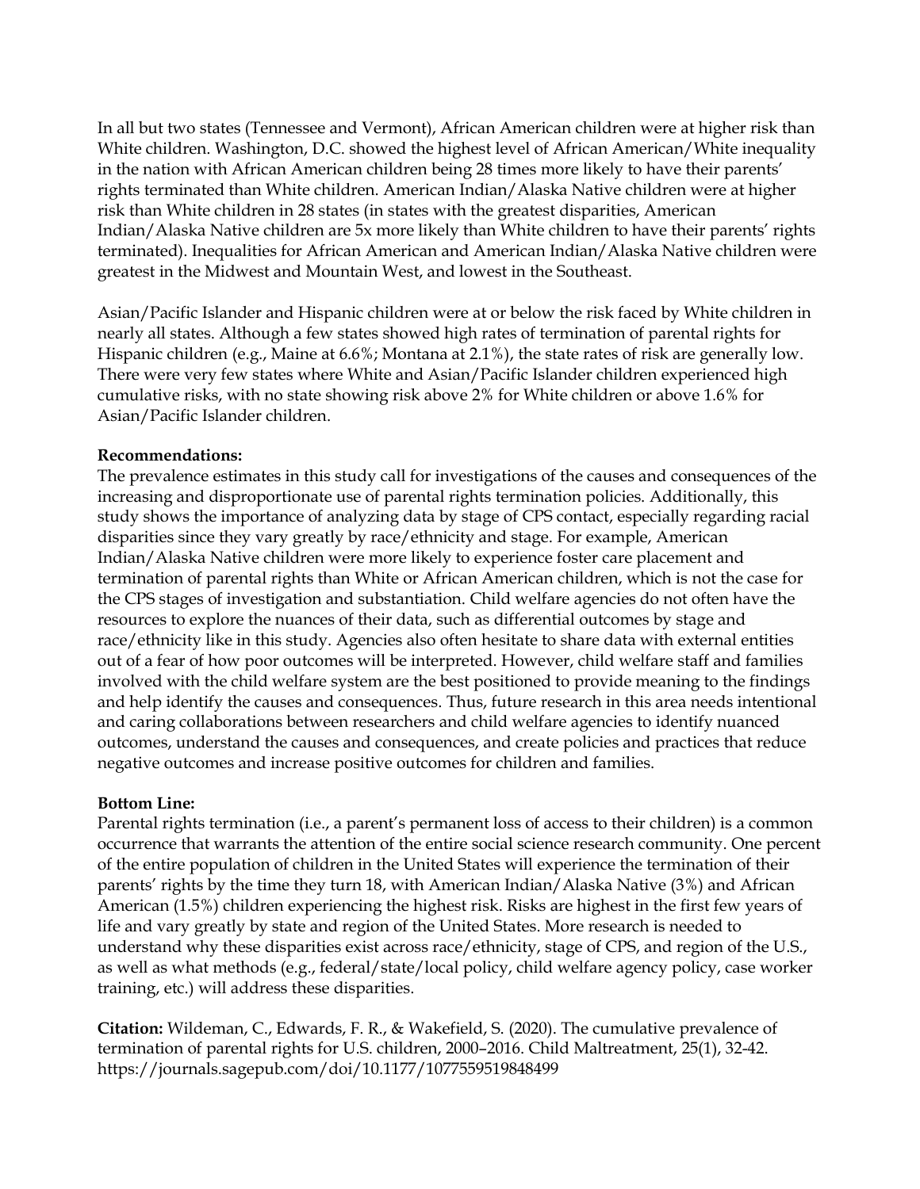In all but two states (Tennessee and Vermont), African American children were at higher risk than White children. Washington, D.C. showed the highest level of African American/White inequality in the nation with African American children being 28 times more likely to have their parents' rights terminated than White children. American Indian/Alaska Native children were at higher risk than White children in 28 states (in states with the greatest disparities, American Indian/Alaska Native children are 5x more likely than White children to have their parents' rights terminated). Inequalities for African American and American Indian/Alaska Native children were greatest in the Midwest and Mountain West, and lowest in the Southeast.

Asian/Pacific Islander and Hispanic children were at or below the risk faced by White children in nearly all states. Although a few states showed high rates of termination of parental rights for Hispanic children (e.g., Maine at 6.6%; Montana at 2.1%), the state rates of risk are generally low. There were very few states where White and Asian/Pacific Islander children experienced high cumulative risks, with no state showing risk above 2% for White children or above 1.6% for Asian/Pacific Islander children.

**Recommendations:**
The prevalence estimates in this study call for investigations of the causes and consequences of the increasing and disproportionate use of parental rights termination policies. Additionally, this study shows the importance of analyzing data by stage of CPS contact, especially regarding racial disparities since they vary greatly by race/ethnicity and stage. For example, American Indian/Alaska Native children were more likely to experience foster care placement and termination of parental rights than White or African American children, which is not the case for the CPS stages of investigation and substantiation. Child welfare agencies do not often have the resources to explore the nuances of their data, such as differential outcomes by stage and race/ethnicity like in this study. Agencies also often hesitate to share data with external entities out of a fear of how poor outcomes will be interpreted. However, child welfare staff and families involved with the child welfare system are the best positioned to provide meaning to the findings and help identify the causes and consequences. Thus, future research in this area needs intentional and caring collaborations between researchers and child welfare agencies to identify nuanced outcomes, understand the causes and consequences, and create policies and practices that reduce negative outcomes and increase positive outcomes for children and families.

**Bottom Line:**
Parental rights termination (i.e., a parent's permanent loss of access to their children) is a common occurrence that warrants the attention of the entire social science research community. One percent of the entire population of children in the United States will experience the termination of their parents' rights by the time they turn 18, with American Indian/Alaska Native (3%) and African American (1.5%) children experiencing the highest risk. Risks are highest in the first few years of life and vary greatly by state and region of the United States. More research is needed to understand why these disparities exist across race/ethnicity, stage of CPS, and region of the U.S., as well as what methods (e.g., federal/state/local policy, child welfare agency policy, case worker training, etc.) will address these disparities.

**Citation:** Wildeman, C., Edwards, F. R., & Wakefield, S. (2020). The cumulative prevalence of termination of parental rights for U.S. children, 2000–2016. Child Maltreatment, 25(1), 32-42. https://journals.sagepub.com/doi/10.1177/1077559519848499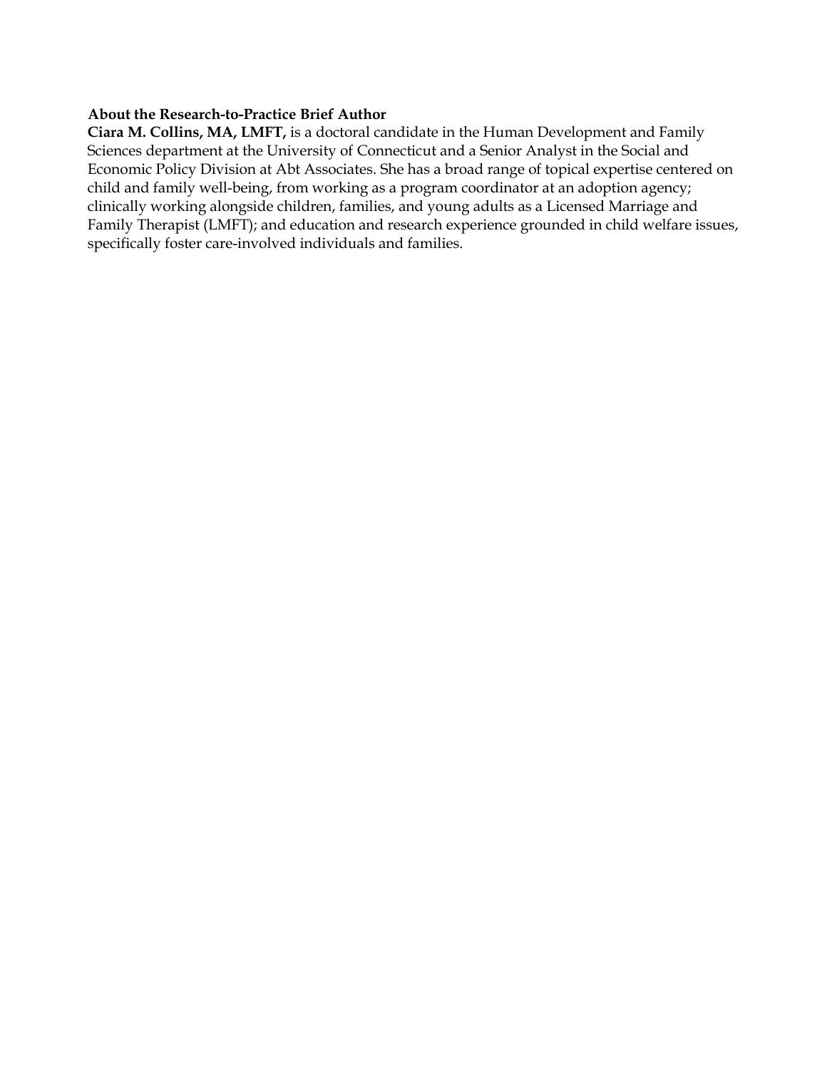**About the Research-to-Practice Brief Author**

**Ciara M. Collins, MA, LMFT,** is a doctoral candidate in the Human Development and Family Sciences department at the University of Connecticut and a Senior Analyst in the Social and Economic Policy Division at Abt Associates. She has a broad range of topical expertise centered on child and family well-being, from working as a program coordinator at an adoption agency; clinically working alongside children, families, and young adults as a Licensed Marriage and Family Therapist (LMFT); and education and research experience grounded in child welfare issues, specifically foster care-involved individuals and families.